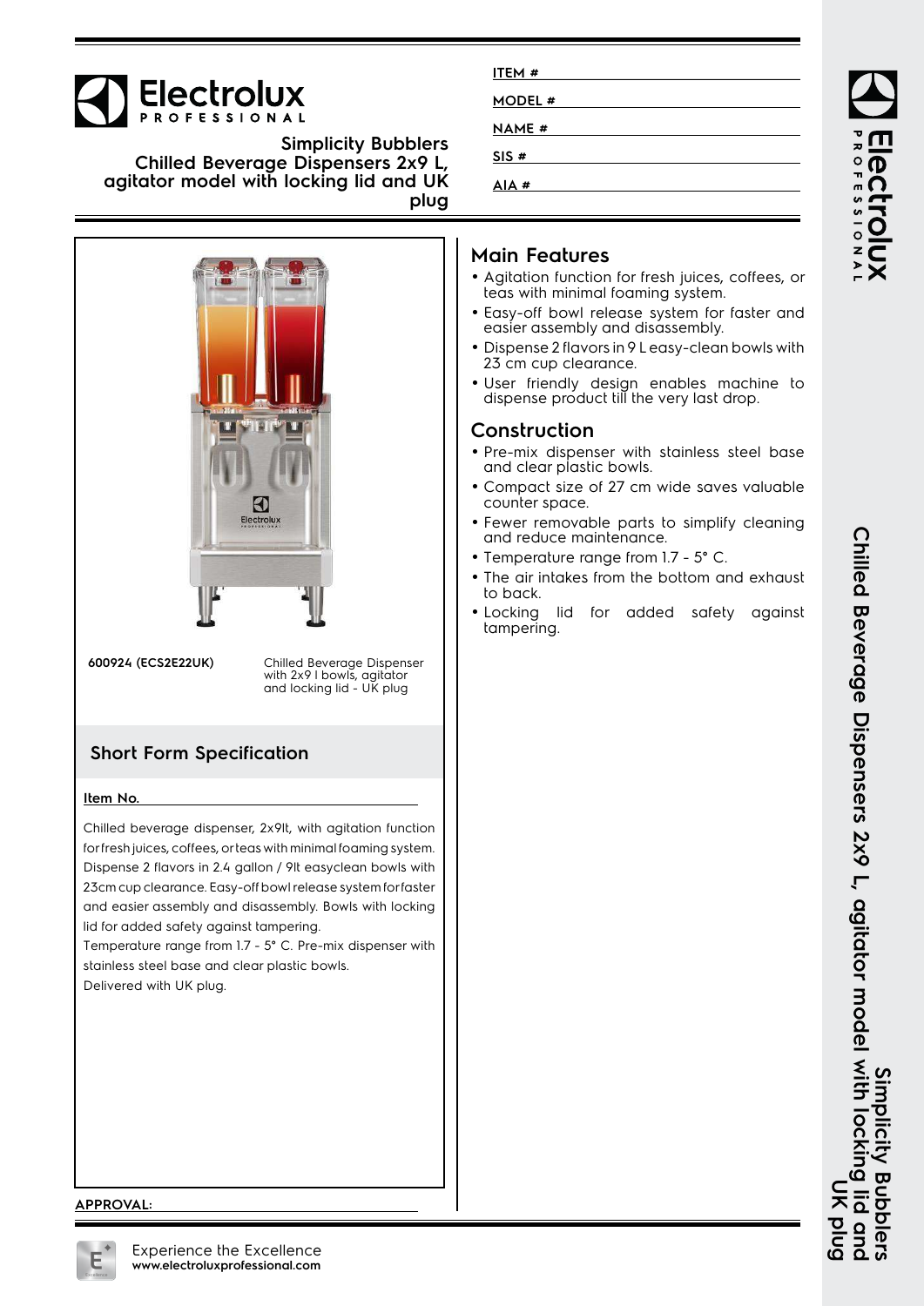**Electrolux PROFESSIONAL**

# Simplicity Bubblers Chilled Beverage Dispensers 2x9 L, agitator model with locking lid and UK plug

ITEM # ______

MODEL # ______

NAME # ______

SIS # ______

AIA # ______

**600924 (ECS2E22UK)** Chilled Beverage Dispenser with 2x9 l bowls, agitator and locking lid - UK plug

## Short Form Specification

**Item No.** ______

Chilled beverage dispenser, 2x9lt, with agitation function for fresh juices, coffees, or teas with minimal foaming system. Dispense 2 flavors in 2.4 gallon / 9lt easyclean bowls with 23cm cup clearance. Easy-off bowl release system for faster and easier assembly and disassembly. Bowls with locking lid for added safety against tampering.
Temperature range from 1.7 - 5° C. Pre-mix dispenser with stainless steel base and clear plastic bowls.
Delivered with UK plug.

**APPROVAL:** ______

## Main Features

- Agitation function for fresh juices, coffees, or teas with minimal foaming system.
- Easy-off bowl release system for faster and easier assembly and disassembly.
- Dispense 2 flavors in 9 L easy-clean bowls with 23 cm cup clearance.
- User friendly design enables machine to dispense product till the very last drop.

## Construction

- Pre-mix dispenser with stainless steel base and clear plastic bowls.
- Compact size of 27 cm wide saves valuable counter space.
- Fewer removable parts to simplify cleaning and reduce maintenance.
- Temperature range from 1.7 - 5° C.
- The air intakes from the bottom and exhaust to back.
- Locking lid for added safety against tampering.

Experience the Excellence
**www.electroluxprofessional.com**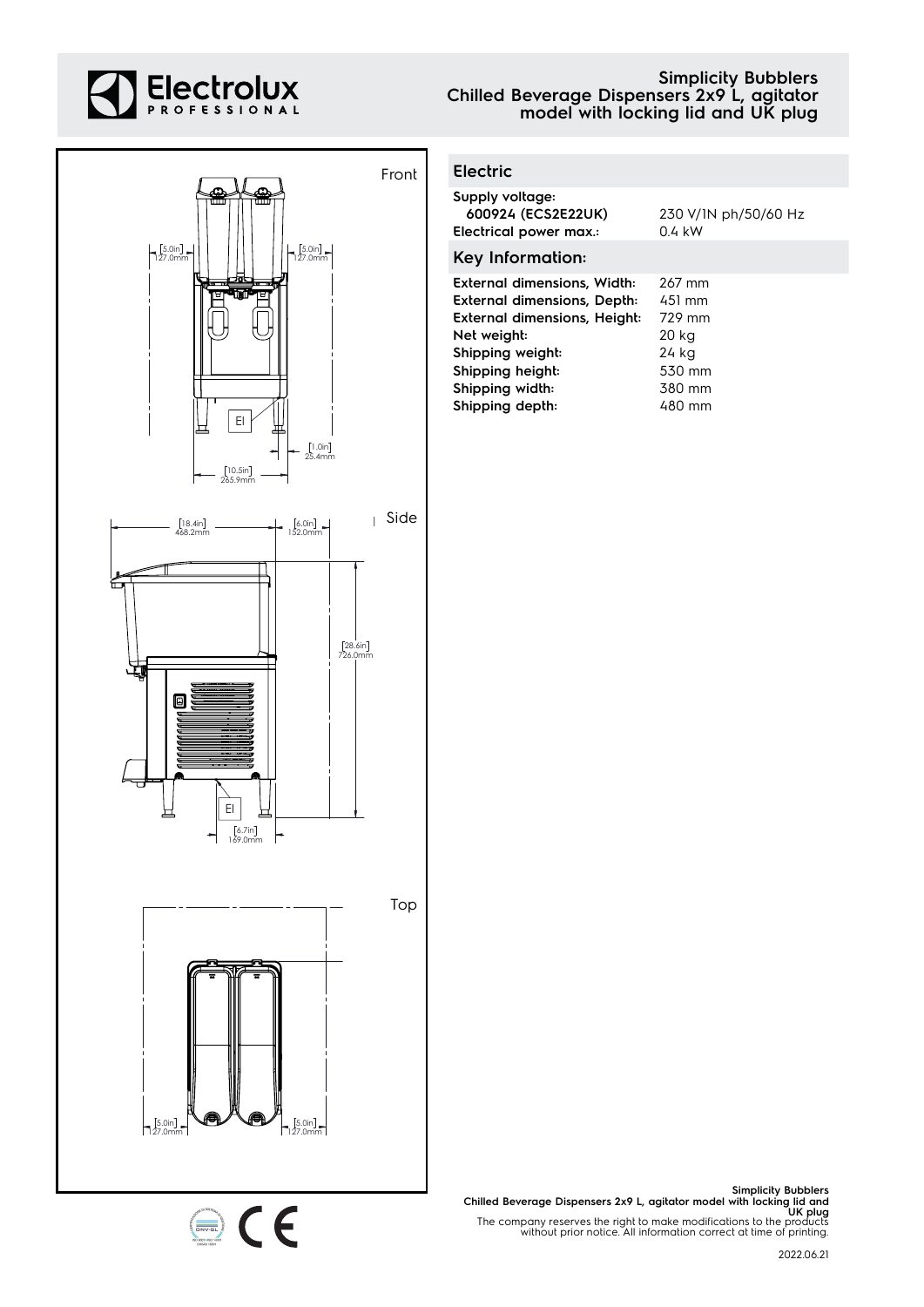# Simplicity Bubblers
## Chilled Beverage Dispensers 2x9 L, agitator model with locking lid and UK plug

Front

[5.0in] 127.0mm

[5.0in] 127.0mm

EI

[1.0in] 25.4mm

[10.5in] 265.9mm

Side

[18.4in] 468.2mm

[6.0in] 152.0mm

[28.6in] 726.0mm

EI

[6.7in] 169.0mm

Top

[5.0in] 127.0mm

[5.0in] 127.0mm

### Electric

| | |
|---|---|
| **Supply voltage:** | |
| **600924 (ECS2E22UK)** | 230 V/1N ph/50/60 Hz |
| **Electrical power max.:** | 0.4 kW |

### Key Information:

| | |
|---|---|
| **External dimensions, Width:** | 267 mm |
| **External dimensions, Depth:** | 451 mm |
| **External dimensions, Height:** | 729 mm |
| **Net weight:** | 20 kg |
| **Shipping weight:** | 24 kg |
| **Shipping height:** | 530 mm |
| **Shipping width:** | 380 mm |
| **Shipping depth:** | 480 mm |

**Simplicity Bubblers**
**Chilled Beverage Dispensers 2x9 L, agitator model with locking lid and UK plug**
The company reserves the right to make modifications to the products without prior notice. All information correct at time of printing.

2022.06.21